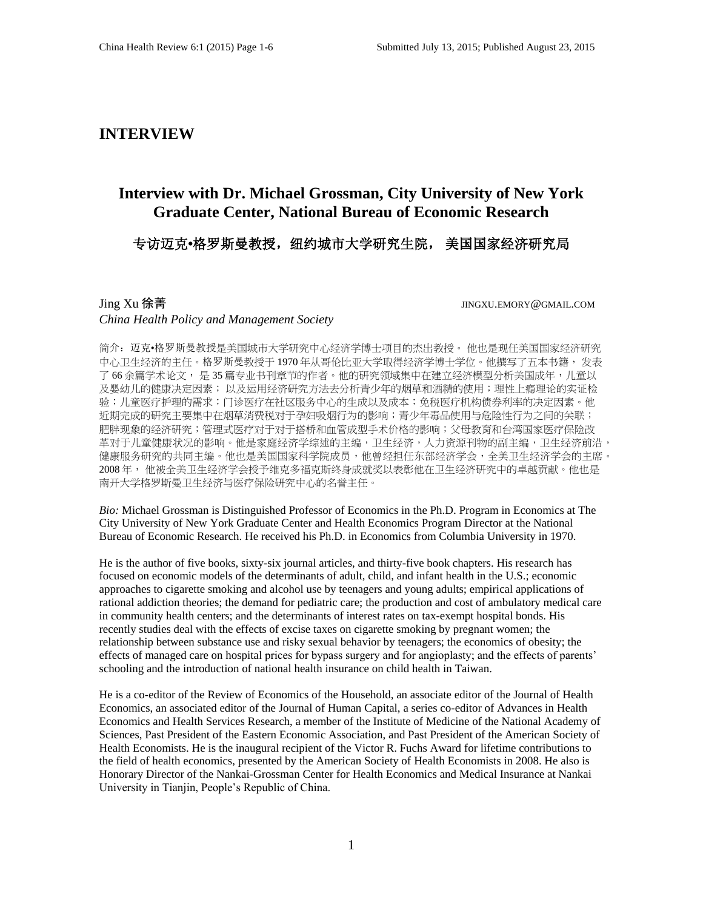# INTERVIEW

## Interview with Dr. Michael Grossman, City University of New York Graduate Center, National Bureau of Economic Research

### 专访迈克•格罗斯曼教授，纽约城市大学研究生院， 美国国家经济研究局

Jing Xu 徐菁 JINGXU.EMORY@GMAIL.COM
*China Health Policy and Management Society*

简介：迈克•格罗斯曼教授是美国城市大学研究中心经济学博士项目的杰出教授。 他也是现任美国国家经济研究中心卫生经济的主任。格罗斯曼教授于 1970 年从哥伦比亚大学取得经济学博士学位。他撰写了五本书籍， 发表了 66 余篇学术论文， 是 35 篇专业书刊章节的作者。他的研究领域集中在建立经济模型分析美国成年，儿童以及婴幼儿的健康决定因素； 以及运用经济研究方法去分析青少年的烟草和酒精的使用；理性上瘾理论的实证检验；儿童医疗护理的需求；门诊医疗在社区服务中心的生成以及成本；免税医疗机构债券利率的决定因素。他近期完成的研究主要集中在烟草消费税对于孕妇吸烟行为的影响；青少年毒品使用与危险性行为之间的关联；肥胖现象的经济研究；管理式医疗对于对于搭桥和血管成型手术价格的影响；父母教育和台湾国家医疗保险改革对于儿童健康状况的影响。他是家庭经济学综述的主编，卫生经济，人力资源刊物的副主编，卫生经济前沿，健康服务研究的共同主编。他也是美国国家科学院成员，他曾经担任东部经济学会，全美卫生经济学会的主席。2008 年， 他被全美卫生经济学会授予维克多福克斯终身成就奖以表彰他在卫生经济研究中的卓越贡献。他也是南开大学格罗斯曼卫生经济与医疗保险研究中心的名誉主任。

*Bio:* Michael Grossman is Distinguished Professor of Economics in the Ph.D. Program in Economics at The City University of New York Graduate Center and Health Economics Program Director at the National Bureau of Economic Research. He received his Ph.D. in Economics from Columbia University in 1970.

He is the author of five books, sixty-six journal articles, and thirty-five book chapters. His research has focused on economic models of the determinants of adult, child, and infant health in the U.S.; economic approaches to cigarette smoking and alcohol use by teenagers and young adults; empirical applications of rational addiction theories; the demand for pediatric care; the production and cost of ambulatory medical care in community health centers; and the determinants of interest rates on tax-exempt hospital bonds. His recently studies deal with the effects of excise taxes on cigarette smoking by pregnant women; the relationship between substance use and risky sexual behavior by teenagers; the economics of obesity; the effects of managed care on hospital prices for bypass surgery and for angioplasty; and the effects of parents' schooling and the introduction of national health insurance on child health in Taiwan.

He is a co-editor of the Review of Economics of the Household, an associate editor of the Journal of Health Economics, an associated editor of the Journal of Human Capital, a series co-editor of Advances in Health Economics and Health Services Research, a member of the Institute of Medicine of the National Academy of Sciences, Past President of the Eastern Economic Association, and Past President of the American Society of Health Economists. He is the inaugural recipient of the Victor R. Fuchs Award for lifetime contributions to the field of health economics, presented by the American Society of Health Economists in 2008. He also is Honorary Director of the Nankai-Grossman Center for Health Economics and Medical Insurance at Nankai University in Tianjin, People's Republic of China.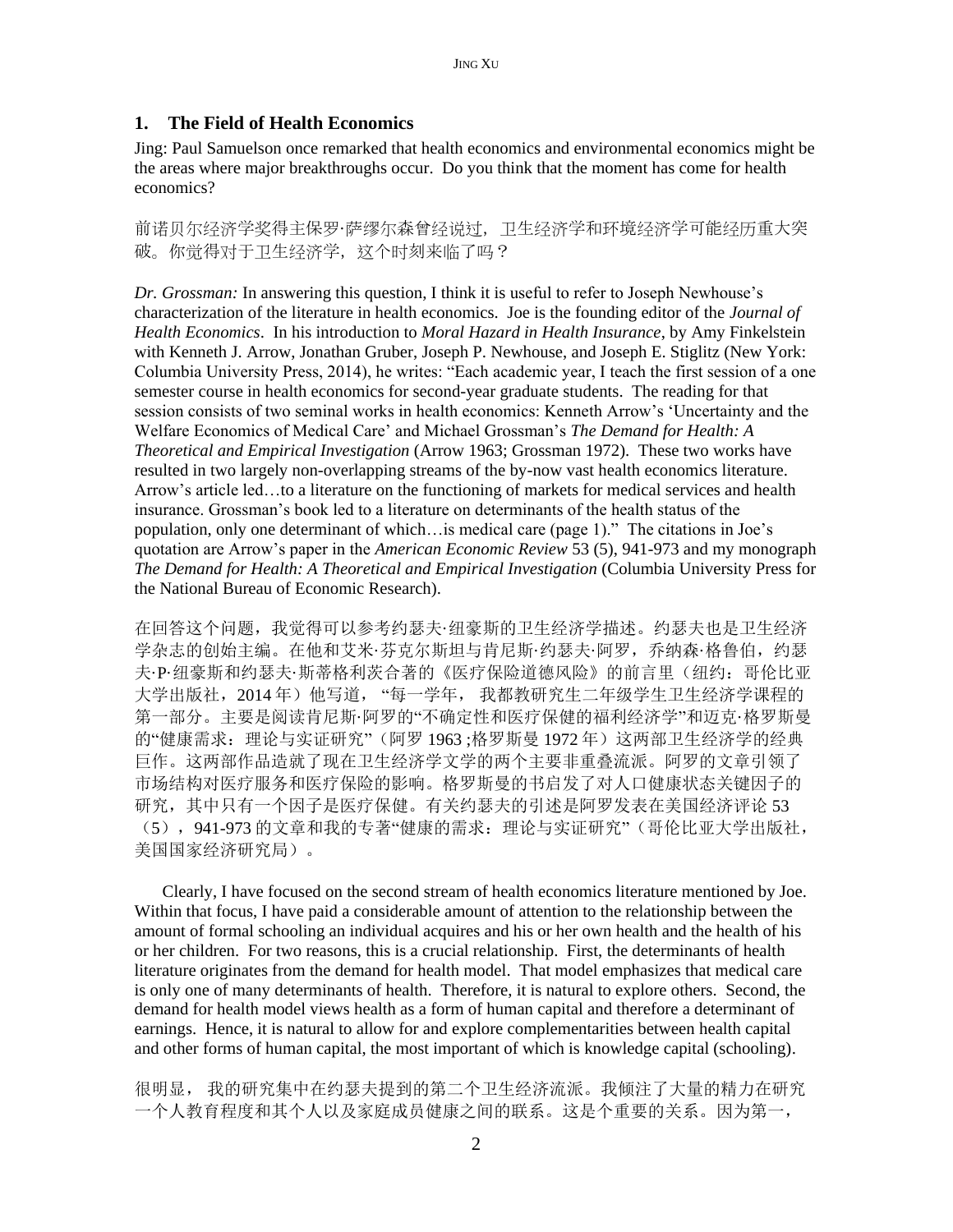## 1. The Field of Health Economics

Jing: Paul Samuelson once remarked that health economics and environmental economics might be the areas where major breakthroughs occur. Do you think that the moment has come for health economics?

前诺贝尔经济学奖得主保罗·萨缪尔森曾经说过，卫生经济学和环境经济学可能经历重大突破。你觉得对于卫生经济学，这个时刻来临了吗？

*Dr. Grossman:* In answering this question, I think it is useful to refer to Joseph Newhouse's characterization of the literature in health economics. Joe is the founding editor of the *Journal of Health Economics*. In his introduction to *Moral Hazard in Health Insurance*, by Amy Finkelstein with Kenneth J. Arrow, Jonathan Gruber, Joseph P. Newhouse, and Joseph E. Stiglitz (New York: Columbia University Press, 2014), he writes: "Each academic year, I teach the first session of a one semester course in health economics for second-year graduate students. The reading for that session consists of two seminal works in health economics: Kenneth Arrow's 'Uncertainty and the Welfare Economics of Medical Care' and Michael Grossman's *The Demand for Health: A Theoretical and Empirical Investigation* (Arrow 1963; Grossman 1972). These two works have resulted in two largely non-overlapping streams of the by-now vast health economics literature. Arrow's article led…to a literature on the functioning of markets for medical services and health insurance. Grossman's book led to a literature on determinants of the health status of the population, only one determinant of which…is medical care (page 1)." The citations in Joe's quotation are Arrow's paper in the *American Economic Review* 53 (5), 941-973 and my monograph *The Demand for Health: A Theoretical and Empirical Investigation* (Columbia University Press for the National Bureau of Economic Research).

在回答这个问题，我觉得可以参考约瑟夫·纽豪斯的卫生经济学描述。约瑟夫也是卫生经济学杂志的创始主编。在他和艾米·芬克尔斯坦与肯尼斯·约瑟夫·阿罗，乔纳森·格鲁伯，约瑟夫·P·纽豪斯和约瑟夫·斯蒂格利茨合著的《医疗保险道德风险》的前言里（纽约：哥伦比亚大学出版社，2014 年）他写道，"每一学年，我都教研究生二年级学生卫生经济学课程的第一部分。主要是阅读肯尼斯·阿罗的"不确定性和医疗保健的福利经济学"和迈克·格罗斯曼的"健康需求：理论与实证研究"（阿罗 1963 ;格罗斯曼 1972 年）这两部卫生经济学的经典巨作。这两部作品造就了现在卫生经济学文学的两个主要非重叠流派。阿罗的文章引领了市场结构对医疗服务和医疗保险的影响。格罗斯曼的书启发了对人口健康状态关键因子的研究，其中只有一个因子是医疗保健。有关约瑟夫的引述是阿罗发表在美国经济评论 53（5），941-973 的文章和我的专著"健康的需求：理论与实证研究"（哥伦比亚大学出版社，美国国家经济研究局）。

Clearly, I have focused on the second stream of health economics literature mentioned by Joe. Within that focus, I have paid a considerable amount of attention to the relationship between the amount of formal schooling an individual acquires and his or her own health and the health of his or her children. For two reasons, this is a crucial relationship. First, the determinants of health literature originates from the demand for health model. That model emphasizes that medical care is only one of many determinants of health. Therefore, it is natural to explore others. Second, the demand for health model views health as a form of human capital and therefore a determinant of earnings. Hence, it is natural to allow for and explore complementarities between health capital and other forms of human capital, the most important of which is knowledge capital (schooling).

很明显， 我的研究集中在约瑟夫提到的第二个卫生经济流派。我倾注了大量的精力在研究一个人教育程度和其个人以及家庭成员健康之间的联系。这是个重要的关系。因为第一，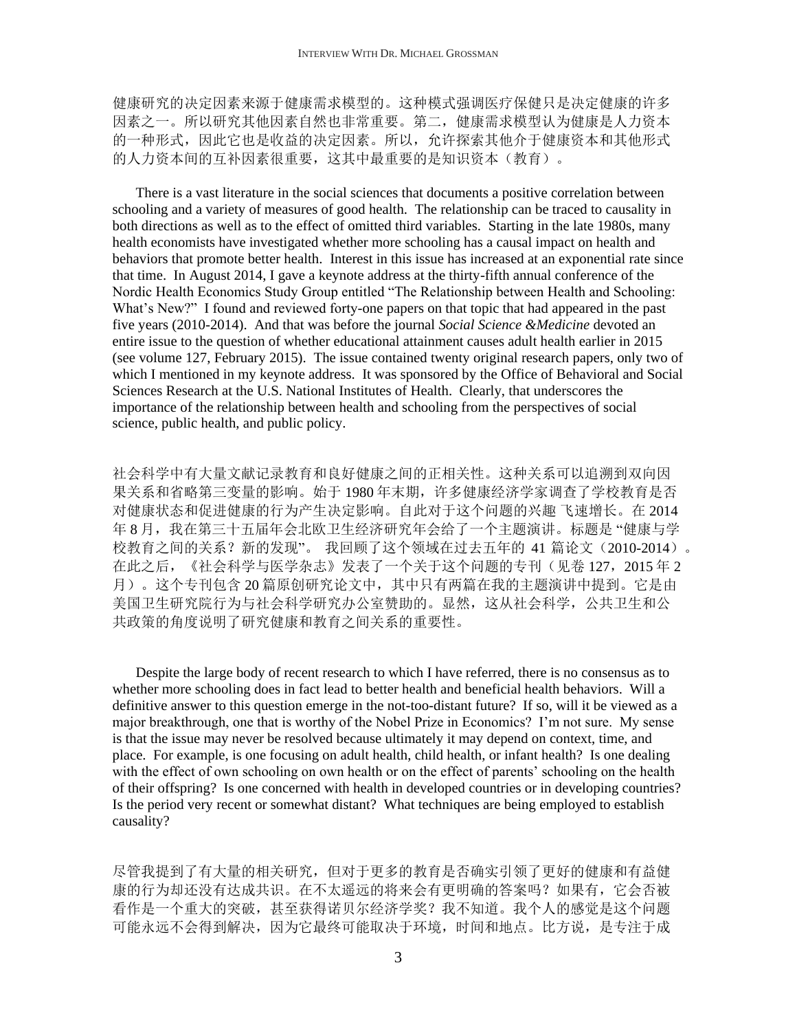健康研究的决定因素来源于健康需求模型的。这种模式强调医疗保健只是决定健康的许多因素之一。所以研究其他因素自然也非常重要。第二，健康需求模型认为健康是人力资本的一种形式，因此它也是收益的决定因素。所以，允许探索其他介于健康资本和其他形式的人力资本间的互补因素很重要，这其中最重要的是知识资本（教育）。

There is a vast literature in the social sciences that documents a positive correlation between schooling and a variety of measures of good health. The relationship can be traced to causality in both directions as well as to the effect of omitted third variables. Starting in the late 1980s, many health economists have investigated whether more schooling has a causal impact on health and behaviors that promote better health. Interest in this issue has increased at an exponential rate since that time. In August 2014, I gave a keynote address at the thirty-fifth annual conference of the Nordic Health Economics Study Group entitled "The Relationship between Health and Schooling: What's New?" I found and reviewed forty-one papers on that topic that had appeared in the past five years (2010-2014). And that was before the journal *Social Science &Medicine* devoted an entire issue to the question of whether educational attainment causes adult health earlier in 2015 (see volume 127, February 2015). The issue contained twenty original research papers, only two of which I mentioned in my keynote address. It was sponsored by the Office of Behavioral and Social Sciences Research at the U.S. National Institutes of Health. Clearly, that underscores the importance of the relationship between health and schooling from the perspectives of social science, public health, and public policy.

社会科学中有大量文献记录教育和良好健康之间的正相关性。这种关系可以追溯到双向因果关系和省略第三变量的影响。始于 1980 年末期，许多健康经济学家调查了学校教育是否对健康状态和促进健康的行为产生决定影响。自此对于这个问题的兴趣飞速增长。在 2014 年 8 月，我在第三十五届年会北欧卫生经济研究年会给了一个主题演讲。标题是 "健康与学校教育之间的关系？新的发现"。 我回顾了这个领域在过去五年的 41 篇论文（2010-2014）。在此之后，《社会科学与医学杂志》发表了一个关于这个问题的专刊（见卷 127，2015 年 2 月）。这个专刊包含 20 篇原创研究论文中，其中只有两篇在我的主题演讲中提到。它是由美国卫生研究院行为与社会科学研究办公室赞助的。显然，这从社会科学，公共卫生和公共政策的角度说明了研究健康和教育之间关系的重要性。

Despite the large body of recent research to which I have referred, there is no consensus as to whether more schooling does in fact lead to better health and beneficial health behaviors. Will a definitive answer to this question emerge in the not-too-distant future? If so, will it be viewed as a major breakthrough, one that is worthy of the Nobel Prize in Economics? I'm not sure. My sense is that the issue may never be resolved because ultimately it may depend on context, time, and place. For example, is one focusing on adult health, child health, or infant health? Is one dealing with the effect of own schooling on own health or on the effect of parents' schooling on the health of their offspring? Is one concerned with health in developed countries or in developing countries? Is the period very recent or somewhat distant? What techniques are being employed to establish causality?

尽管我提到了有大量的相关研究，但对于更多的教育是否确实引领了更好的健康和有益健康的行为却还没有达成共识。在不太遥远的将来会有更明确的答案吗？如果有，它会否被看作是一个重大的突破，甚至获得诺贝尔经济学奖？我不知道。我个人的感觉是这个问题可能永远不会得到解决，因为它最终可能取决于环境，时间和地点。比方说，是专注于成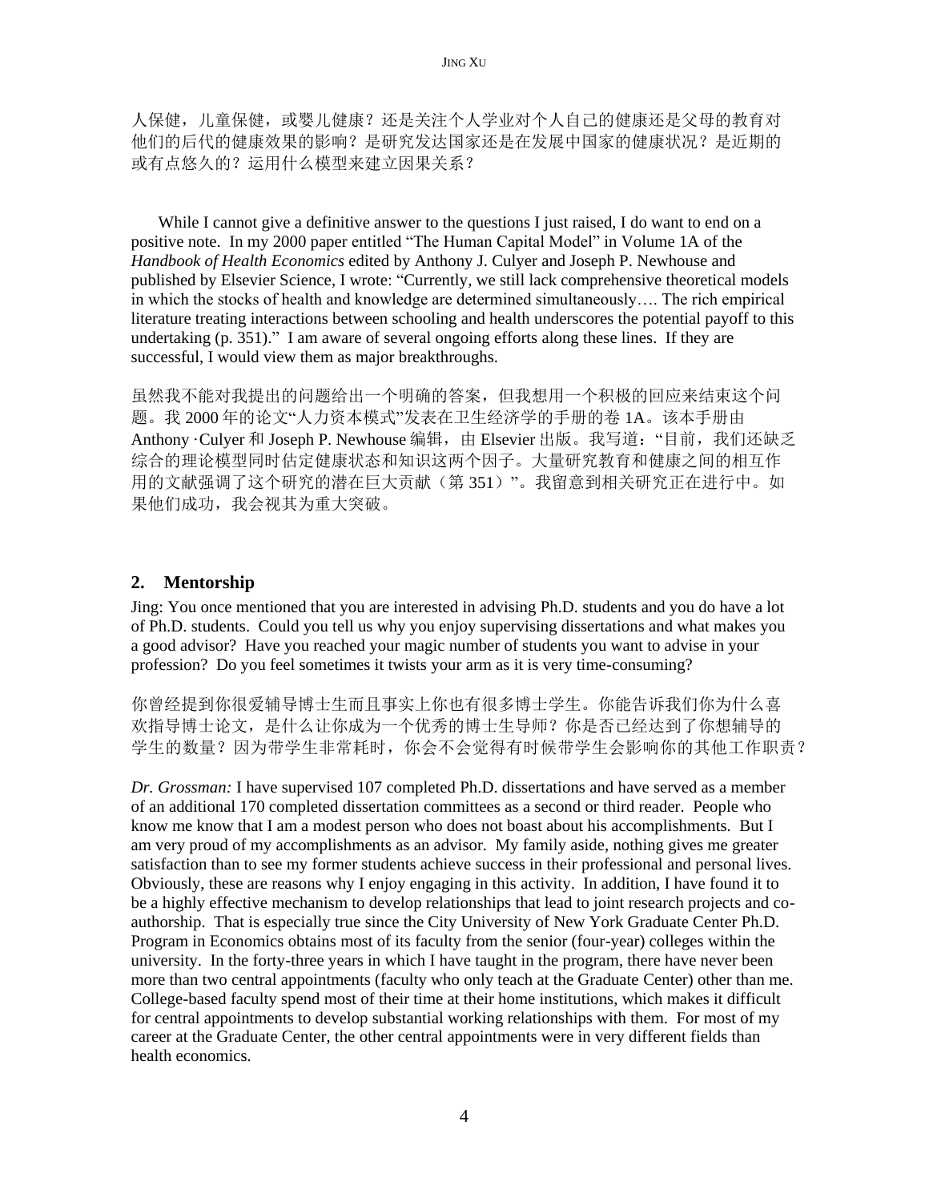人保健，儿童保健，或婴儿健康？还是关注个人学业对个人自己的健康还是父母的教育对他们的后代的健康效果的影响？是研究发达国家还是在发展中国家的健康状况？是近期的或有点悠久的？运用什么模型来建立因果关系？

While I cannot give a definitive answer to the questions I just raised, I do want to end on a positive note. In my 2000 paper entitled "The Human Capital Model" in Volume 1A of the *Handbook of Health Economics* edited by Anthony J. Culyer and Joseph P. Newhouse and published by Elsevier Science, I wrote: "Currently, we still lack comprehensive theoretical models in which the stocks of health and knowledge are determined simultaneously…. The rich empirical literature treating interactions between schooling and health underscores the potential payoff to this undertaking (p. 351)." I am aware of several ongoing efforts along these lines. If they are successful, I would view them as major breakthroughs.

虽然我不能对我提出的问题给出一个明确的答案，但我想用一个积极的回应来结束这个问题。我 2000 年的论文"人力资本模式"发表在卫生经济学的手册的卷 1A。该本手册由 Anthony ·Culyer 和 Joseph P. Newhouse 编辑，由 Elsevier 出版。我写道："目前，我们还缺乏综合的理论模型同时估定健康状态和知识这两个因子。大量研究教育和健康之间的相互作用的文献强调了这个研究的潜在巨大贡献（第 351）"。我留意到相关研究正在进行中。如果他们成功，我会视其为重大突破。

## 2. Mentorship

Jing: You once mentioned that you are interested in advising Ph.D. students and you do have a lot of Ph.D. students. Could you tell us why you enjoy supervising dissertations and what makes you a good advisor? Have you reached your magic number of students you want to advise in your profession? Do you feel sometimes it twists your arm as it is very time-consuming?

你曾经提到你很爱辅导博士生而且事实上你也有很多博士学生。你能告诉我们你为什么喜欢指导博士论文，是什么让你成为一个优秀的博士生导师？你是否已经达到了你想辅导的学生的数量？因为带学生非常耗时，你会不会觉得有时候带学生会影响你的其他工作职责？

*Dr. Grossman:* I have supervised 107 completed Ph.D. dissertations and have served as a member of an additional 170 completed dissertation committees as a second or third reader. People who know me know that I am a modest person who does not boast about his accomplishments. But I am very proud of my accomplishments as an advisor. My family aside, nothing gives me greater satisfaction than to see my former students achieve success in their professional and personal lives. Obviously, these are reasons why I enjoy engaging in this activity. In addition, I have found it to be a highly effective mechanism to develop relationships that lead to joint research projects and co-authorship. That is especially true since the City University of New York Graduate Center Ph.D. Program in Economics obtains most of its faculty from the senior (four-year) colleges within the university. In the forty-three years in which I have taught in the program, there have never been more than two central appointments (faculty who only teach at the Graduate Center) other than me. College-based faculty spend most of their time at their home institutions, which makes it difficult for central appointments to develop substantial working relationships with them. For most of my career at the Graduate Center, the other central appointments were in very different fields than health economics.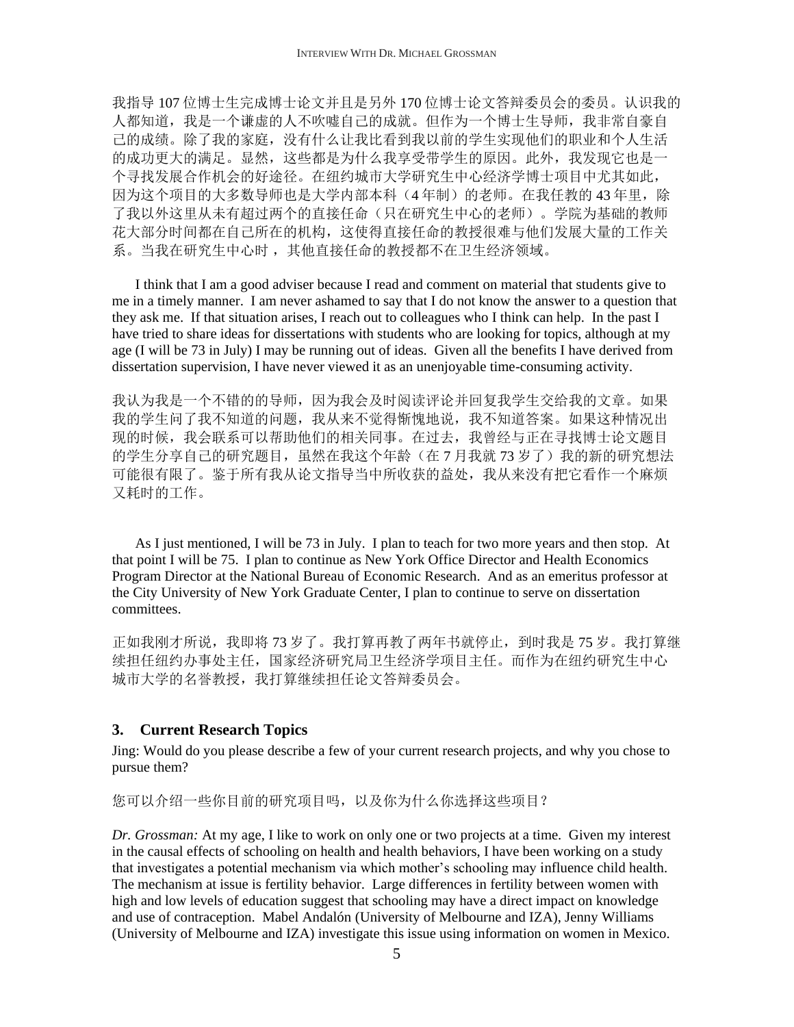我指导 107 位博士生完成博士论文并且是另外 170 位博士论文答辩委员会的委员。认识我的人都知道，我是一个谦虚的人不吹嘘自己的成就。但作为一个博士生导师，我非常自豪自己的成绩。除了我的家庭，没有什么让我比看到我以前的学生实现他们的职业和个人生活的成功更大的满足。显然，这些都是为什么我享受带学生的原因。此外，我发现它也是一个寻找发展合作机会的好途径。在纽约城市大学研究生中心经济学博士项目中尤其如此，因为这个项目的大多数导师也是大学内部本科（4 年制）的老师。在我任教的 43 年里，除了我以外这里从未有超过两个的直接任命（只在研究生中心的老师）。学院为基础的教师花大部分时间都在自己所在的机构，这使得直接任命的教授很难与他们发展大量的工作关系。当我在研究生中心时，其他直接任命的教授都不在卫生经济领域。

I think that I am a good adviser because I read and comment on material that students give to me in a timely manner. I am never ashamed to say that I do not know the answer to a question that they ask me. If that situation arises, I reach out to colleagues who I think can help. In the past I have tried to share ideas for dissertations with students who are looking for topics, although at my age (I will be 73 in July) I may be running out of ideas. Given all the benefits I have derived from dissertation supervision, I have never viewed it as an unenjoyable time-consuming activity.

我认为我是一个不错的的导师，因为我会及时阅读评论并回复我学生交给我的文章。如果我的学生问了我不知道的问题，我从来不觉得惭愧地说，我不知道答案。如果这种情况出现的时候，我会联系可以帮助他们的相关同事。在过去，我曾经与正在寻找博士论文题目的学生分享自己的研究题目，虽然在我这个年龄（在 7 月我就 73 岁了）我的新的研究想法可能很有限了。鉴于所有我从论文指导当中所收获的益处，我从来没有把它看作一个麻烦又耗时的工作。

As I just mentioned, I will be 73 in July. I plan to teach for two more years and then stop. At that point I will be 75. I plan to continue as New York Office Director and Health Economics Program Director at the National Bureau of Economic Research. And as an emeritus professor at the City University of New York Graduate Center, I plan to continue to serve on dissertation committees.

正如我刚才所说，我即将 73 岁了。我打算再教了两年书就停止，到时我是 75 岁。我打算继续担任纽约办事处主任，国家经济研究局卫生经济学项目主任。而作为在纽约研究生中心城市大学的名誉教授，我打算继续担任论文答辩委员会。

### 3. Current Research Topics

Jing: Would do you please describe a few of your current research projects, and why you chose to pursue them?

您可以介绍一些你目前的研究项目吗，以及你为什么你选择这些项目？

*Dr. Grossman:* At my age, I like to work on only one or two projects at a time. Given my interest in the causal effects of schooling on health and health behaviors, I have been working on a study that investigates a potential mechanism via which mother's schooling may influence child health. The mechanism at issue is fertility behavior. Large differences in fertility between women with high and low levels of education suggest that schooling may have a direct impact on knowledge and use of contraception. Mabel Andalón (University of Melbourne and IZA), Jenny Williams (University of Melbourne and IZA) investigate this issue using information on women in Mexico.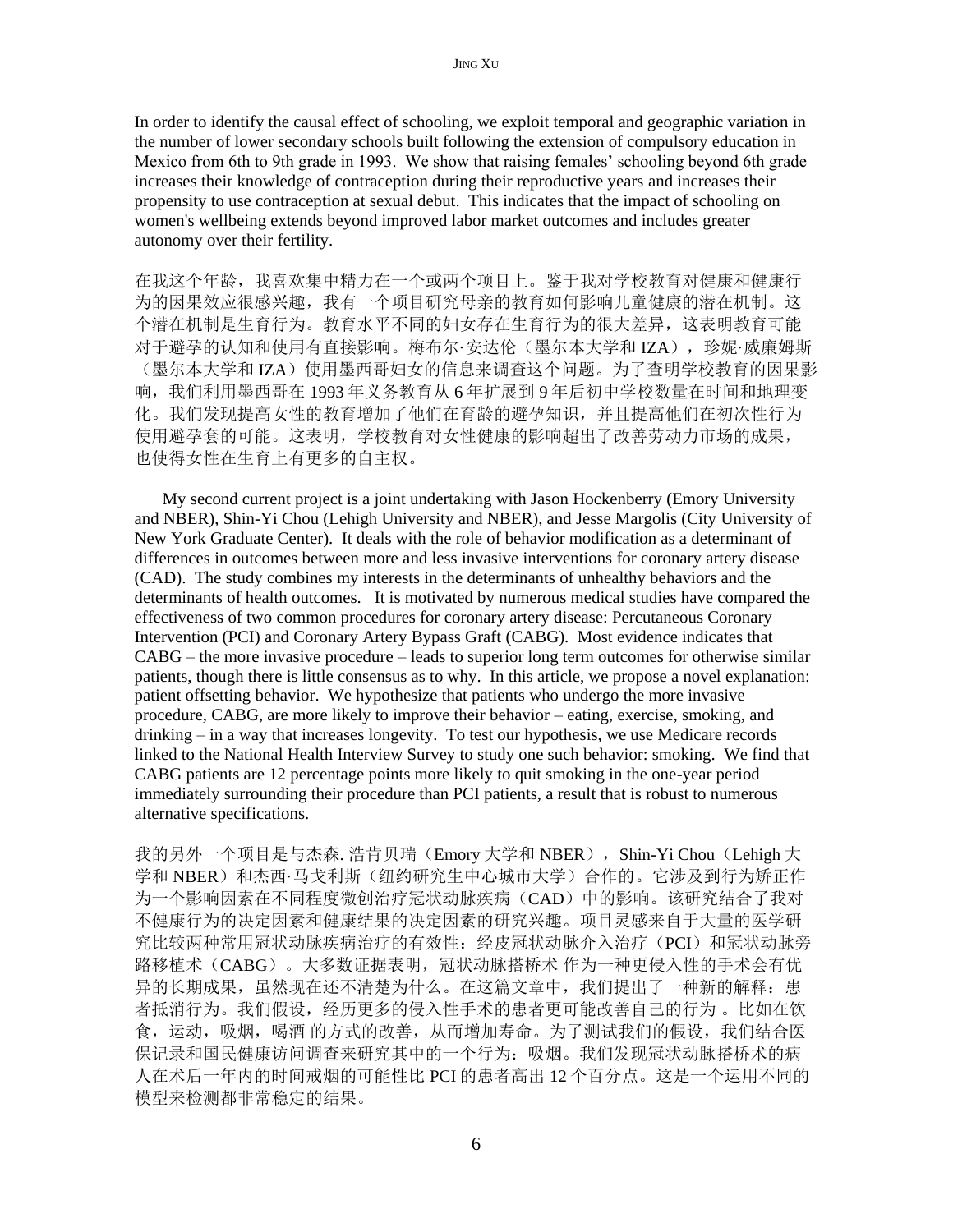In order to identify the causal effect of schooling, we exploit temporal and geographic variation in the number of lower secondary schools built following the extension of compulsory education in Mexico from 6th to 9th grade in 1993. We show that raising females' schooling beyond 6th grade increases their knowledge of contraception during their reproductive years and increases their propensity to use contraception at sexual debut. This indicates that the impact of schooling on women's wellbeing extends beyond improved labor market outcomes and includes greater autonomy over their fertility.

在我这个年龄，我喜欢集中精力在一个或两个项目上。鉴于我对学校教育对健康和健康行为的因果效应很感兴趣，我有一个项目研究母亲的教育如何影响儿童健康的潜在机制。这个潜在机制是生育行为。教育水平不同的妇女存在生育行为的很大差异，这表明教育可能对于避孕的认知和使用有直接影响。梅布尔·安达伦（墨尔本大学和 IZA），珍妮·威廉姆斯（墨尔本大学和 IZA）使用墨西哥妇女的信息来调查这个问题。为了查明学校教育的因果影响，我们利用墨西哥在 1993 年义务教育从 6 年扩展到 9 年后初中学校数量在时间和地理变化。我们发现提高女性的教育增加了他们在育龄的避孕知识，并且提高他们在初次性行为使用避孕套的可能。这表明，学校教育对女性健康的影响超出了改善劳动力市场的成果，也使得女性在生育上有更多的自主权。

My second current project is a joint undertaking with Jason Hockenberry (Emory University and NBER), Shin-Yi Chou (Lehigh University and NBER), and Jesse Margolis (City University of New York Graduate Center). It deals with the role of behavior modification as a determinant of differences in outcomes between more and less invasive interventions for coronary artery disease (CAD). The study combines my interests in the determinants of unhealthy behaviors and the determinants of health outcomes. It is motivated by numerous medical studies have compared the effectiveness of two common procedures for coronary artery disease: Percutaneous Coronary Intervention (PCI) and Coronary Artery Bypass Graft (CABG). Most evidence indicates that CABG – the more invasive procedure – leads to superior long term outcomes for otherwise similar patients, though there is little consensus as to why. In this article, we propose a novel explanation: patient offsetting behavior. We hypothesize that patients who undergo the more invasive procedure, CABG, are more likely to improve their behavior – eating, exercise, smoking, and drinking – in a way that increases longevity. To test our hypothesis, we use Medicare records linked to the National Health Interview Survey to study one such behavior: smoking. We find that CABG patients are 12 percentage points more likely to quit smoking in the one-year period immediately surrounding their procedure than PCI patients, a result that is robust to numerous alternative specifications.

我的另外一个项目是与杰森. 浩肯贝瑞（Emory 大学和 NBER），Shin-Yi Chou（Lehigh 大学和 NBER）和杰西·马戈利斯（纽约研究生中心城市大学）合作的。它涉及到行为矫正作为一个影响因素在不同程度微创治疗冠状动脉疾病（CAD）中的影响。该研究结合了我对不健康行为的决定因素和健康结果的决定因素的研究兴趣。项目灵感来自于大量的医学研究比较两种常用冠状动脉疾病治疗的有效性：经皮冠状动脉介入治疗（PCI）和冠状动脉旁路移植术（CABG）。大多数证据表明，冠状动脉搭桥术 作为一种更侵入性的手术会有优异的长期成果，虽然现在还不清楚为什么。在这篇文章中，我们提出了一种新的解释：患者抵消行为。我们假设，经历更多的侵入性手术的患者更可能改善自己的行为 。比如在饮食，运动，吸烟，喝酒 的方式的改善，从而增加寿命。为了测试我们的假设，我们结合医保记录和国民健康访问调查来研究其中的一个行为：吸烟。我们发现冠状动脉搭桥术的病人在术后一年内的时间戒烟的可能性比 PCI 的患者高出 12 个百分点。这是一个运用不同的模型来检测都非常稳定的结果。